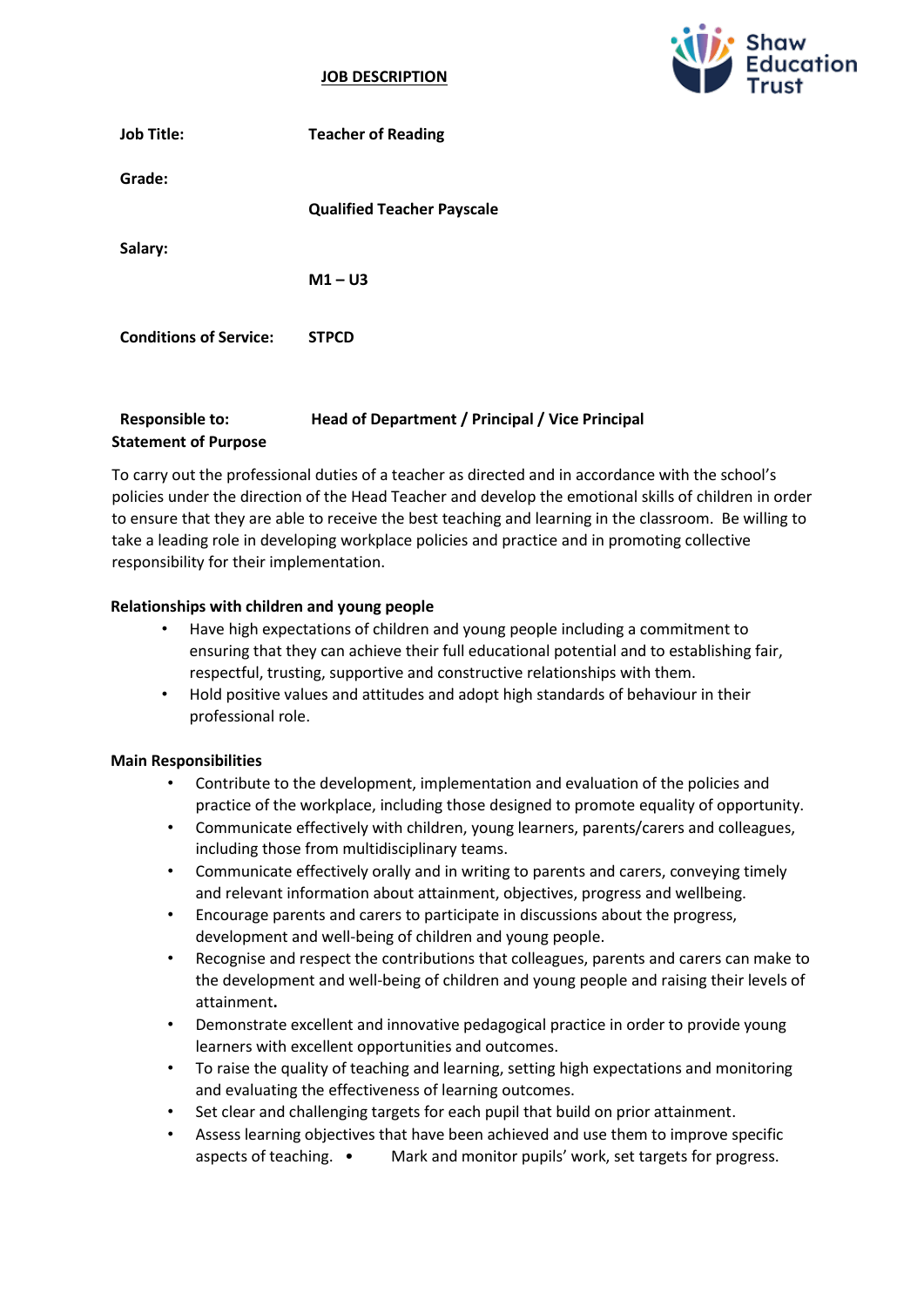**JOB DESCRIPTION**

| | |
|---|---|
| **Job Title:** | **Teacher of Reading** |
| **Grade:** | **Qualified Teacher Payscale** |
| **Salary:** | **M1 – U3** |
| **Conditions of Service:** | **STPCD** |
| **Responsible to:** | **Head of Department / Principal / Vice Principal** |

**Statement of Purpose**

To carry out the professional duties of a teacher as directed and in accordance with the school's policies under the direction of the Head Teacher and develop the emotional skills of children in order to ensure that they are able to receive the best teaching and learning in the classroom. Be willing to take a leading role in developing workplace policies and practice and in promoting collective responsibility for their implementation.

**Relationships with children and young people**

- Have high expectations of children and young people including a commitment to ensuring that they can achieve their full educational potential and to establishing fair, respectful, trusting, supportive and constructive relationships with them.
- Hold positive values and attitudes and adopt high standards of behaviour in their professional role.

**Main Responsibilities**

- Contribute to the development, implementation and evaluation of the policies and practice of the workplace, including those designed to promote equality of opportunity.
- Communicate effectively with children, young learners, parents/carers and colleagues, including those from multidisciplinary teams.
- Communicate effectively orally and in writing to parents and carers, conveying timely and relevant information about attainment, objectives, progress and wellbeing.
- Encourage parents and carers to participate in discussions about the progress, development and well-being of children and young people.
- Recognise and respect the contributions that colleagues, parents and carers can make to the development and well-being of children and young people and raising their levels of attainment**.**
- Demonstrate excellent and innovative pedagogical practice in order to provide young learners with excellent opportunities and outcomes.
- To raise the quality of teaching and learning, setting high expectations and monitoring and evaluating the effectiveness of learning outcomes.
- Set clear and challenging targets for each pupil that build on prior attainment.
- Assess learning objectives that have been achieved and use them to improve specific aspects of teaching.
- Mark and monitor pupils' work, set targets for progress.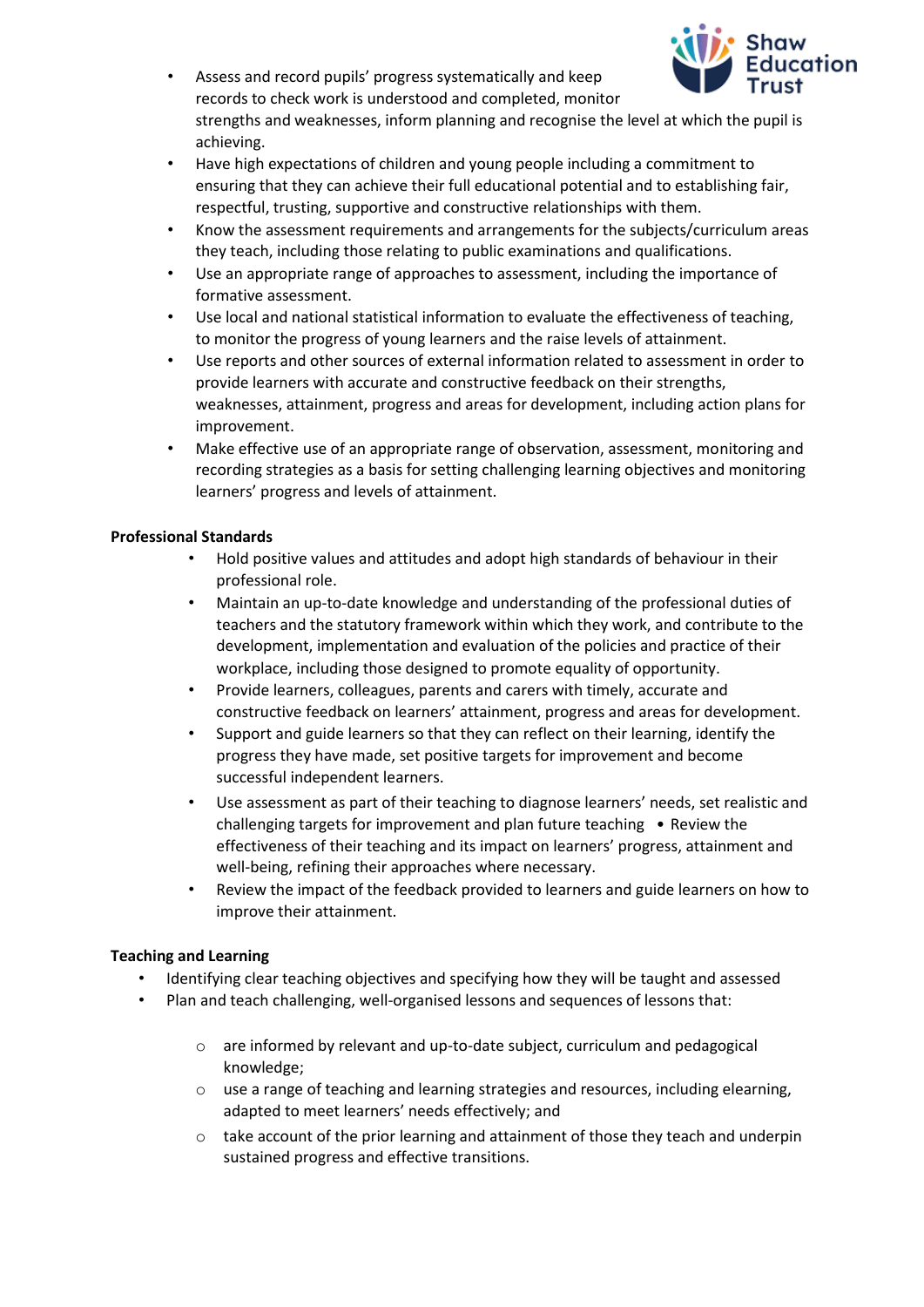- Assess and record pupils' progress systematically and keep records to check work is understood and completed, monitor strengths and weaknesses, inform planning and recognise the level at which the pupil is achieving.
- Have high expectations of children and young people including a commitment to ensuring that they can achieve their full educational potential and to establishing fair, respectful, trusting, supportive and constructive relationships with them.
- Know the assessment requirements and arrangements for the subjects/curriculum areas they teach, including those relating to public examinations and qualifications.
- Use an appropriate range of approaches to assessment, including the importance of formative assessment.
- Use local and national statistical information to evaluate the effectiveness of teaching, to monitor the progress of young learners and the raise levels of attainment.
- Use reports and other sources of external information related to assessment in order to provide learners with accurate and constructive feedback on their strengths, weaknesses, attainment, progress and areas for development, including action plans for improvement.
- Make effective use of an appropriate range of observation, assessment, monitoring and recording strategies as a basis for setting challenging learning objectives and monitoring learners' progress and levels of attainment.

**Professional Standards**

- Hold positive values and attitudes and adopt high standards of behaviour in their professional role.
- Maintain an up-to-date knowledge and understanding of the professional duties of teachers and the statutory framework within which they work, and contribute to the development, implementation and evaluation of the policies and practice of their workplace, including those designed to promote equality of opportunity.
- Provide learners, colleagues, parents and carers with timely, accurate and constructive feedback on learners' attainment, progress and areas for development.
- Support and guide learners so that they can reflect on their learning, identify the progress they have made, set positive targets for improvement and become successful independent learners.
- Use assessment as part of their teaching to diagnose learners' needs, set realistic and challenging targets for improvement and plan future teaching • Review the effectiveness of their teaching and its impact on learners' progress, attainment and well-being, refining their approaches where necessary.
- Review the impact of the feedback provided to learners and guide learners on how to improve their attainment.

**Teaching and Learning**

- Identifying clear teaching objectives and specifying how they will be taught and assessed
- Plan and teach challenging, well-organised lessons and sequences of lessons that:
  - are informed by relevant and up-to-date subject, curriculum and pedagogical knowledge;
  - use a range of teaching and learning strategies and resources, including elearning, adapted to meet learners' needs effectively; and
  - take account of the prior learning and attainment of those they teach and underpin sustained progress and effective transitions.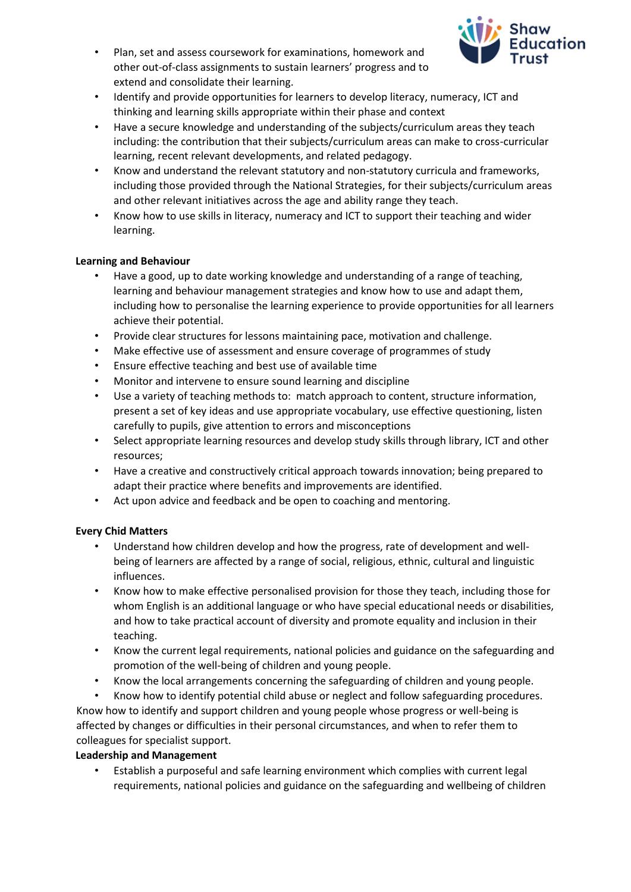- Plan, set and assess coursework for examinations, homework and other out-of-class assignments to sustain learners' progress and to extend and consolidate their learning.
- Identify and provide opportunities for learners to develop literacy, numeracy, ICT and thinking and learning skills appropriate within their phase and context
- Have a secure knowledge and understanding of the subjects/curriculum areas they teach including: the contribution that their subjects/curriculum areas can make to cross-curricular learning, recent relevant developments, and related pedagogy.
- Know and understand the relevant statutory and non-statutory curricula and frameworks, including those provided through the National Strategies, for their subjects/curriculum areas and other relevant initiatives across the age and ability range they teach.
- Know how to use skills in literacy, numeracy and ICT to support their teaching and wider learning.

**Learning and Behaviour**

- Have a good, up to date working knowledge and understanding of a range of teaching, learning and behaviour management strategies and know how to use and adapt them, including how to personalise the learning experience to provide opportunities for all learners achieve their potential.
- Provide clear structures for lessons maintaining pace, motivation and challenge.
- Make effective use of assessment and ensure coverage of programmes of study
- Ensure effective teaching and best use of available time
- Monitor and intervene to ensure sound learning and discipline
- Use a variety of teaching methods to: match approach to content, structure information, present a set of key ideas and use appropriate vocabulary, use effective questioning, listen carefully to pupils, give attention to errors and misconceptions
- Select appropriate learning resources and develop study skills through library, ICT and other resources;
- Have a creative and constructively critical approach towards innovation; being prepared to adapt their practice where benefits and improvements are identified.
- Act upon advice and feedback and be open to coaching and mentoring.

**Every Chid Matters**

- Understand how children develop and how the progress, rate of development and well-being of learners are affected by a range of social, religious, ethnic, cultural and linguistic influences.
- Know how to make effective personalised provision for those they teach, including those for whom English is an additional language or who have special educational needs or disabilities, and how to take practical account of diversity and promote equality and inclusion in their teaching.
- Know the current legal requirements, national policies and guidance on the safeguarding and promotion of the well-being of children and young people.
- Know the local arrangements concerning the safeguarding of children and young people.
- Know how to identify potential child abuse or neglect and follow safeguarding procedures.

Know how to identify and support children and young people whose progress or well-being is affected by changes or difficulties in their personal circumstances, and when to refer them to colleagues for specialist support.

**Leadership and Management**

- Establish a purposeful and safe learning environment which complies with current legal requirements, national policies and guidance on the safeguarding and wellbeing of children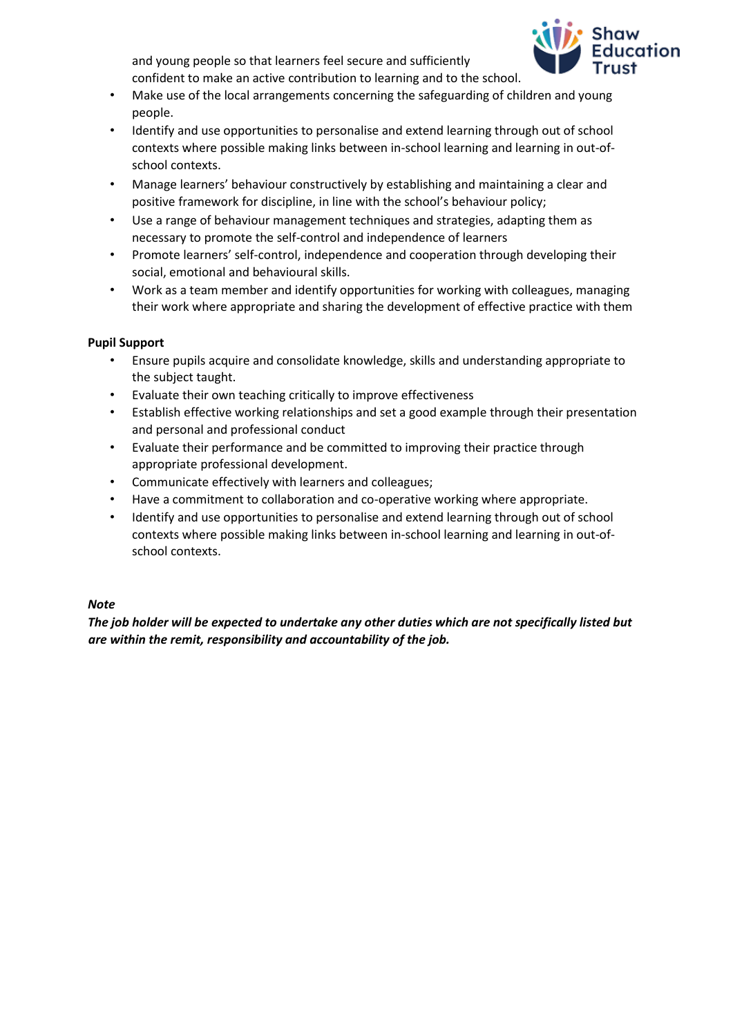and young people so that learners feel secure and sufficiently confident to make an active contribution to learning and to the school.

- Make use of the local arrangements concerning the safeguarding of children and young people.
- Identify and use opportunities to personalise and extend learning through out of school contexts where possible making links between in-school learning and learning in out-of-school contexts.
- Manage learners' behaviour constructively by establishing and maintaining a clear and positive framework for discipline, in line with the school's behaviour policy;
- Use a range of behaviour management techniques and strategies, adapting them as necessary to promote the self-control and independence of learners
- Promote learners' self-control, independence and cooperation through developing their social, emotional and behavioural skills.
- Work as a team member and identify opportunities for working with colleagues, managing their work where appropriate and sharing the development of effective practice with them

**Pupil Support**

- Ensure pupils acquire and consolidate knowledge, skills and understanding appropriate to the subject taught.
- Evaluate their own teaching critically to improve effectiveness
- Establish effective working relationships and set a good example through their presentation and personal and professional conduct
- Evaluate their performance and be committed to improving their practice through appropriate professional development.
- Communicate effectively with learners and colleagues;
- Have a commitment to collaboration and co-operative working where appropriate.
- Identify and use opportunities to personalise and extend learning through out of school contexts where possible making links between in-school learning and learning in out-of-school contexts.

***Note***

***The job holder will be expected to undertake any other duties which are not specifically listed but are within the remit, responsibility and accountability of the job.***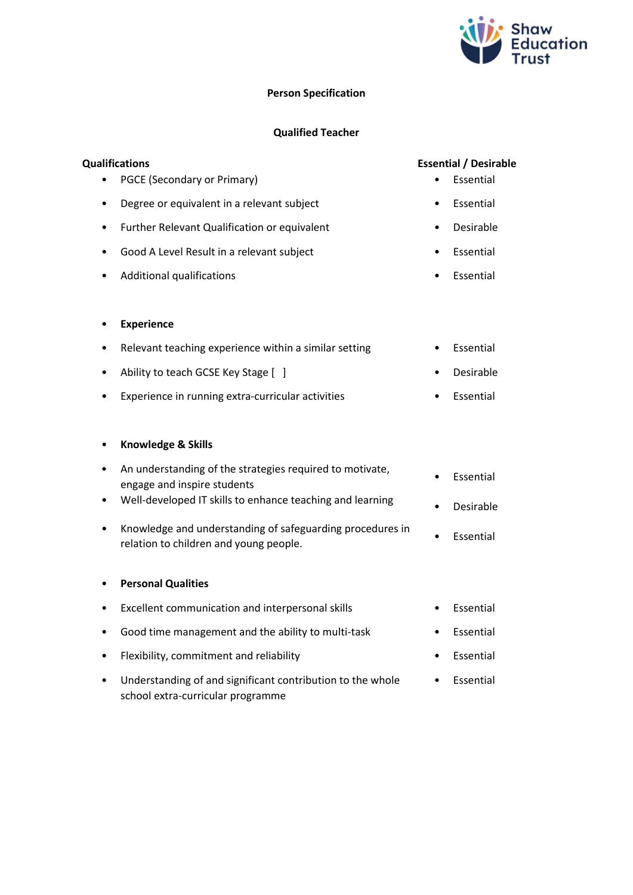## Person Specification

### Qualified Teacher

| Qualifications | Essential / Desirable |
|---|---|
| PGCE (Secondary or Primary) | Essential |
| Degree or equivalent in a relevant subject | Essential |
| Further Relevant Qualification or equivalent | Desirable |
| Good A Level Result in a relevant subject | Essential |
| Additional qualifications | Essential |
| **Experience** | |
| Relevant teaching experience within a similar setting | Essential |
| Ability to teach GCSE Key Stage [ ] | Desirable |
| Experience in running extra-curricular activities | Essential |
| **Knowledge & Skills** | |
| An understanding of the strategies required to motivate, engage and inspire students | Essential |
| Well-developed IT skills to enhance teaching and learning | Desirable |
| Knowledge and understanding of safeguarding procedures in relation to children and young people. | Essential |
| **Personal Qualities** | |
| Excellent communication and interpersonal skills | Essential |
| Good time management and the ability to multi-task | Essential |
| Flexibility, commitment and reliability | Essential |
| Understanding of and significant contribution to the whole school extra-curricular programme | Essential |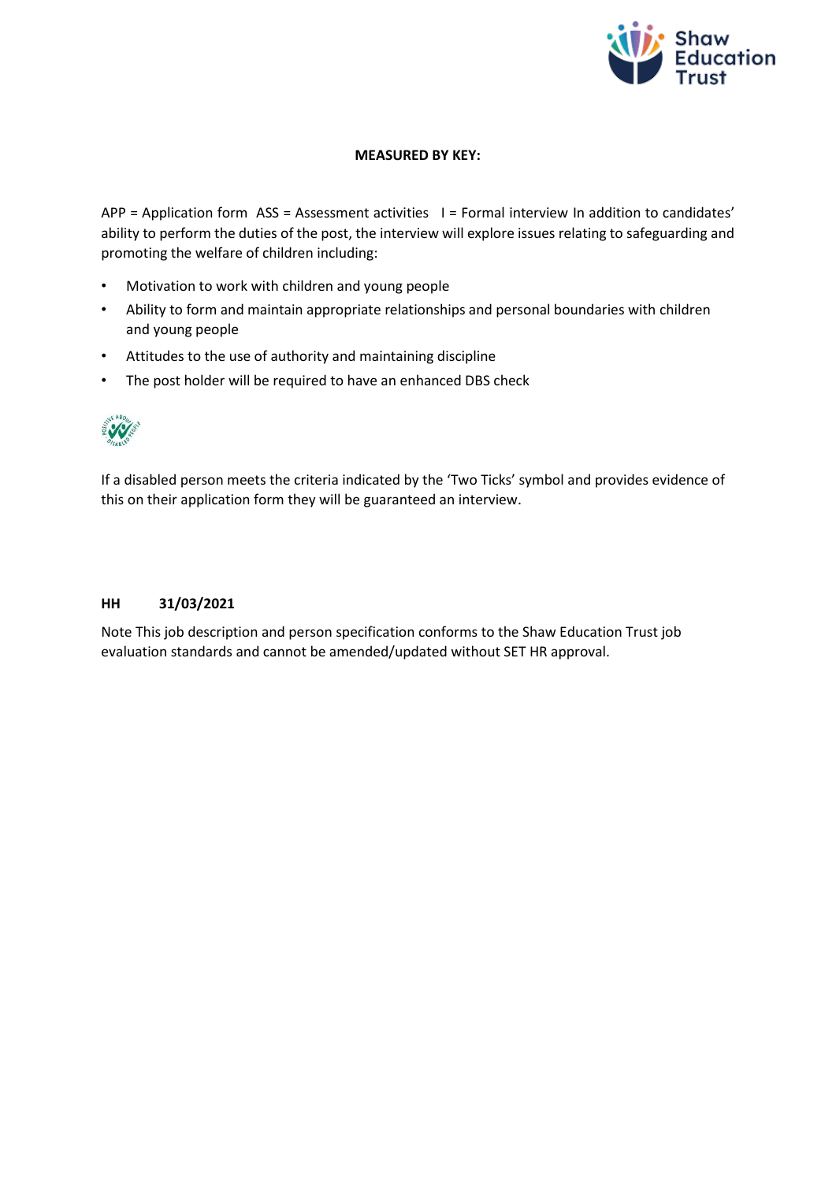**MEASURED BY KEY:**

APP = Application form ASS = Assessment activities I = Formal interview In addition to candidates' ability to perform the duties of the post, the interview will explore issues relating to safeguarding and promoting the welfare of children including:

- Motivation to work with children and young people
- Ability to form and maintain appropriate relationships and personal boundaries with children and young people
- Attitudes to the use of authority and maintaining discipline
- The post holder will be required to have an enhanced DBS check

If a disabled person meets the criteria indicated by the 'Two Ticks' symbol and provides evidence of this on their application form they will be guaranteed an interview.

**HH 31/03/2021**

Note This job description and person specification conforms to the Shaw Education Trust job evaluation standards and cannot be amended/updated without SET HR approval.